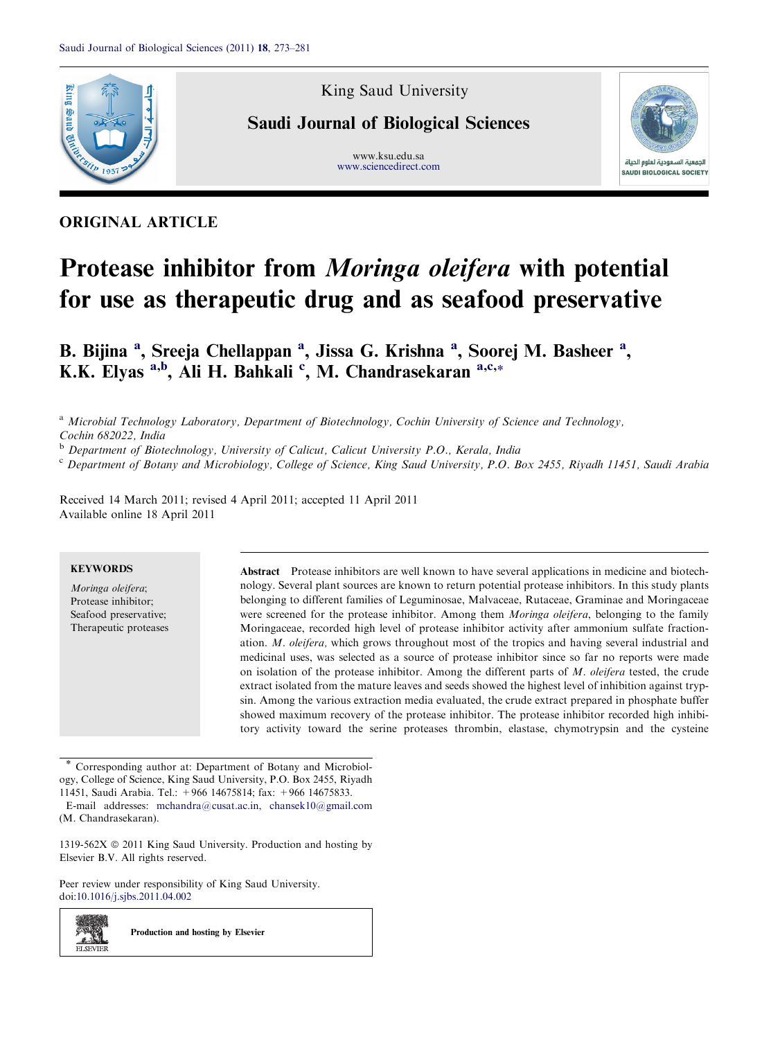King Saud University

Saudi Journal of Biological Sciences

www.ksu.edu.sa
www.sciencedirect.com

ORIGINAL ARTICLE

# Protease inhibitor from *Moringa oleifera* with potential for use as therapeutic drug and as seafood preservative

**B. Bijina [a], Sreeja Chellappan [a], Jissa G. Krishna [a], Soorej M. Basheer [a], K.K. Elyas [a,b], Ali H. Bahkali [c], M. Chandrasekaran [a,c,*]**

[a] *Microbial Technology Laboratory, Department of Biotechnology, Cochin University of Science and Technology, Cochin 682022, India*

[b] *Department of Biotechnology, University of Calicut, Calicut University P.O., Kerala, India*

[c] *Department of Botany and Microbiology, College of Science, King Saud University, P.O. Box 2455, Riyadh 11451, Saudi Arabia*

Received 14 March 2011; revised 4 April 2011; accepted 11 April 2011
Available online 18 April 2011

**KEYWORDS**

*Moringa oleifera*;
Protease inhibitor;
Seafood preservative;
Therapeutic proteases

**Abstract** Protease inhibitors are well known to have several applications in medicine and biotechnology. Several plant sources are known to return potential protease inhibitors. In this study plants belonging to different families of Leguminosae, Malvaceae, Rutaceae, Graminae and Moringaceae were screened for the protease inhibitor. Among them *Moringa oleifera*, belonging to the family Moringaceae, recorded high level of protease inhibitor activity after ammonium sulfate fractionation. *M. oleifera,* which grows throughout most of the tropics and having several industrial and medicinal uses, was selected as a source of protease inhibitor since so far no reports were made on isolation of the protease inhibitor. Among the different parts of *M. oleifera* tested, the crude extract isolated from the mature leaves and seeds showed the highest level of inhibition against trypsin. Among the various extraction media evaluated, the crude extract prepared in phosphate buffer showed maximum recovery of the protease inhibitor. The protease inhibitor recorded high inhibitory activity toward the serine proteases thrombin, elastase, chymotrypsin and the cysteine

\* Corresponding author at: Department of Botany and Microbiology, College of Science, King Saud University, P.O. Box 2455, Riyadh 11451, Saudi Arabia. Tel.: +966 14675814; fax: +966 14675833.
E-mail addresses: mchandra@cusat.ac.in, chansek10@gmail.com (M. Chandrasekaran).

1319-562X © 2011 King Saud University. Production and hosting by Elsevier B.V. All rights reserved.

Peer review under responsibility of King Saud University.
doi:10.1016/j.sjbs.2011.04.002

Production and hosting by Elsevier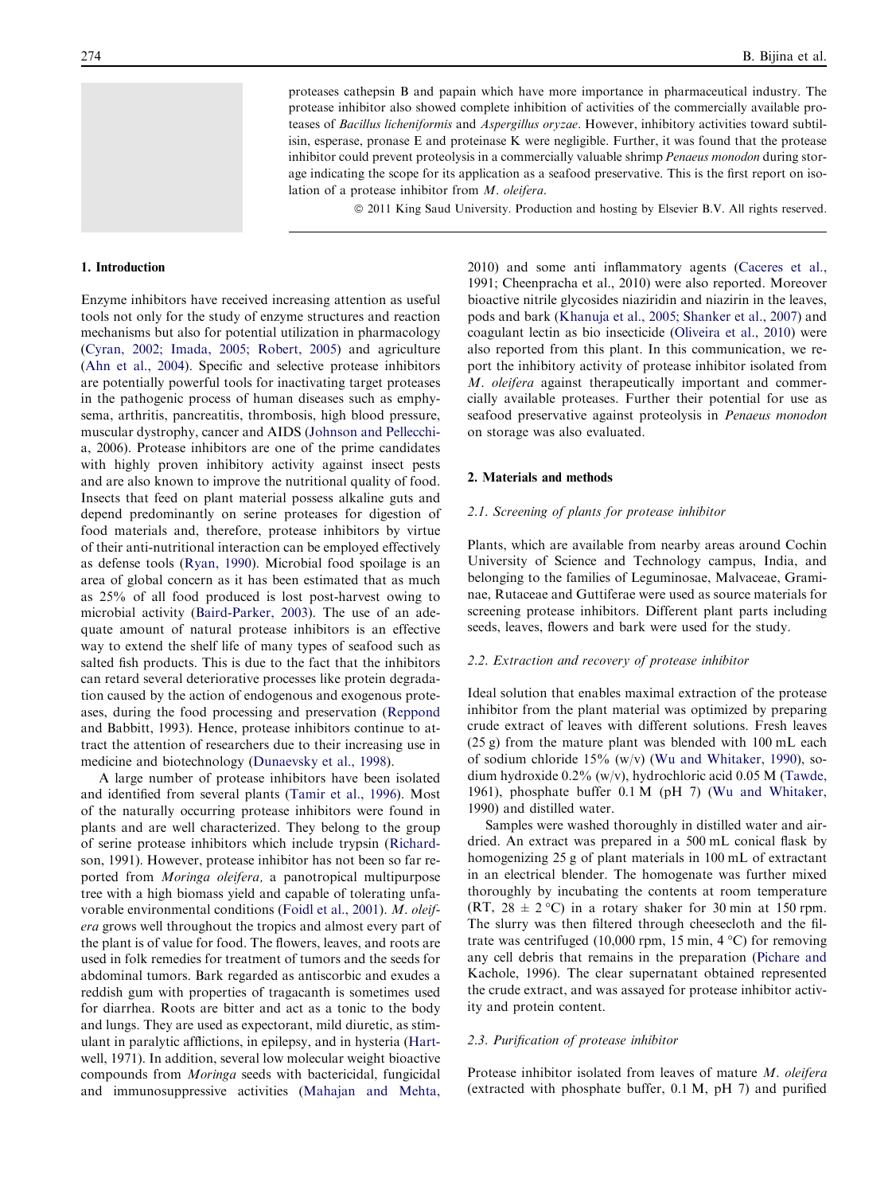proteases cathepsin B and papain which have more importance in pharmaceutical industry. The protease inhibitor also showed complete inhibition of activities of the commercially available proteases of *Bacillus licheniformis* and *Aspergillus oryzae*. However, inhibitory activities toward subtilisin, esperase, pronase E and proteinase K were negligible. Further, it was found that the protease inhibitor could prevent proteolysis in a commercially valuable shrimp *Penaeus monodon* during storage indicating the scope for its application as a seafood preservative. This is the first report on isolation of a protease inhibitor from *M. oleifera*.

© 2011 King Saud University. Production and hosting by Elsevier B.V. All rights reserved.

## 1. Introduction

Enzyme inhibitors have received increasing attention as useful tools not only for the study of enzyme structures and reaction mechanisms but also for potential utilization in pharmacology (Cyran, 2002; Imada, 2005; Robert, 2005) and agriculture (Ahn et al., 2004). Specific and selective protease inhibitors are potentially powerful tools for inactivating target proteases in the pathogenic process of human diseases such as emphysema, arthritis, pancreatitis, thrombosis, high blood pressure, muscular dystrophy, cancer and AIDS (Johnson and Pellecchia, 2006). Protease inhibitors are one of the prime candidates with highly proven inhibitory activity against insect pests and are also known to improve the nutritional quality of food. Insects that feed on plant material possess alkaline guts and depend predominantly on serine proteases for digestion of food materials and, therefore, protease inhibitors by virtue of their anti-nutritional interaction can be employed effectively as defense tools (Ryan, 1990). Microbial food spoilage is an area of global concern as it has been estimated that as much as 25% of all food produced is lost post-harvest owing to microbial activity (Baird-Parker, 2003). The use of an adequate amount of natural protease inhibitors is an effective way to extend the shelf life of many types of seafood such as salted fish products. This is due to the fact that the inhibitors can retard several deteriorative processes like protein degradation caused by the action of endogenous and exogenous proteases, during the food processing and preservation (Reppond and Babbitt, 1993). Hence, protease inhibitors continue to attract the attention of researchers due to their increasing use in medicine and biotechnology (Dunaevsky et al., 1998).

A large number of protease inhibitors have been isolated and identified from several plants (Tamir et al., 1996). Most of the naturally occurring protease inhibitors were found in plants and are well characterized. They belong to the group of serine protease inhibitors which include trypsin (Richardson, 1991). However, protease inhibitor has not been so far reported from *Moringa oleifera,* a pantropical multipurpose tree with a high biomass yield and capable of tolerating unfavorable environmental conditions (Foidl et al., 2001). *M. oleifera* grows well throughout the tropics and almost every part of the plant is of value for food. The flowers, leaves, and roots are used in folk remedies for treatment of tumors and the seeds for abdominal tumors. Bark regarded as antiscorbic and exudes a reddish gum with properties of tragacanth is sometimes used for diarrhea. Roots are bitter and act as a tonic to the body and lungs. They are used as expectorant, mild diuretic, as stimulant in paralytic afflictions, in epilepsy, and in hysteria (Hartwell, 1971). In addition, several low molecular weight bioactive compounds from *Moringa* seeds with bactericidal, fungicidal and immunosuppressive activities (Mahajan and Mehta, 2010) and some anti inflammatory agents (Caceres et al., 1991; Cheenpracha et al., 2010) were also reported. Moreover bioactive nitrile glycosides niaziridin and niazirin in the leaves, pods and bark (Khanuja et al., 2005; Shanker et al., 2007) and coagulant lectin as bio insecticide (Oliveira et al., 2010) were also reported from this plant. In this communication, we report the inhibitory activity of protease inhibitor isolated from *M. oleifera* against therapeutically important and commercially available proteases. Further their potential for use as seafood preservative against proteolysis in *Penaeus monodon* on storage was also evaluated.

## 2. Materials and methods

### 2.1. Screening of plants for protease inhibitor

Plants, which are available from nearby areas around Cochin University of Science and Technology campus, India, and belonging to the families of Leguminosae, Malvaceae, Graminae, Rutaceae and Guttiferae were used as source materials for screening protease inhibitors. Different plant parts including seeds, leaves, flowers and bark were used for the study.

### 2.2. Extraction and recovery of protease inhibitor

Ideal solution that enables maximal extraction of the protease inhibitor from the plant material was optimized by preparing crude extract of leaves with different solutions. Fresh leaves (25 g) from the mature plant was blended with 100 mL each of sodium chloride 15% (w/v) (Wu and Whitaker, 1990), sodium hydroxide 0.2% (w/v), hydrochloric acid 0.05 M (Tawde, 1961), phosphate buffer 0.1 M (pH 7) (Wu and Whitaker, 1990) and distilled water.

Samples were washed thoroughly in distilled water and air-dried. An extract was prepared in a 500 mL conical flask by homogenizing 25 g of plant materials in 100 mL of extractant in an electrical blender. The homogenate was further mixed thoroughly by incubating the contents at room temperature (RT, 28 ± 2 °C) in a rotary shaker for 30 min at 150 rpm. The slurry was then filtered through cheesecloth and the filtrate was centrifuged (10,000 rpm, 15 min, 4 °C) for removing any cell debris that remains in the preparation (Pichare and Kachole, 1996). The clear supernatant obtained represented the crude extract, and was assayed for protease inhibitor activity and protein content.

### 2.3. Purification of protease inhibitor

Protease inhibitor isolated from leaves of mature *M. oleifera* (extracted with phosphate buffer, 0.1 M, pH 7) and purified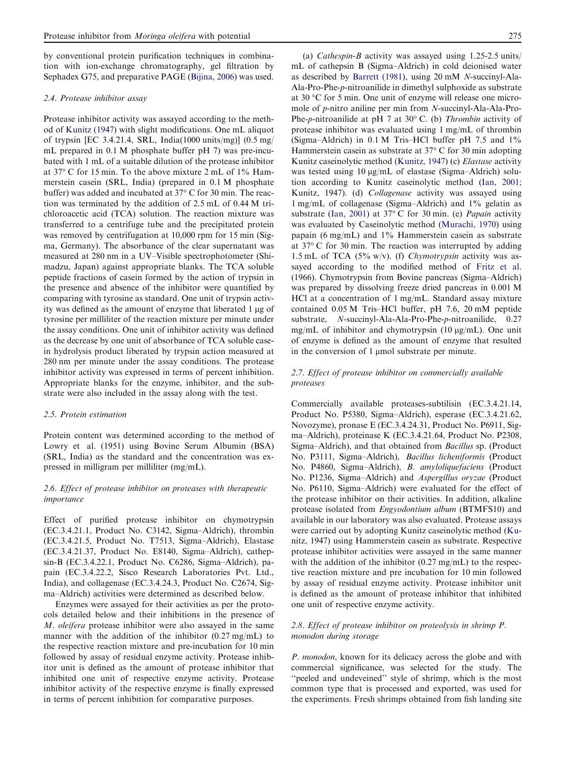by conventional protein purification techniques in combination with ion-exchange chromatography, gel filtration by Sephadex G75, and preparative PAGE (Bijina, 2006) was used.

### 2.4. Protease inhibitor assay

Protease inhibitor activity was assayed according to the method of Kunitz (1947) with slight modifications. One mL aliquot of trypsin [EC 3.4.21.4, SRL, India(1000 units/mg)] (0.5 mg/mL prepared in 0.1 M phosphate buffer pH 7) was pre-incubated with 1 mL of a suitable dilution of the protease inhibitor at 37° C for 15 min. To the above mixture 2 mL of 1% Hammerstein casein (SRL, India) (prepared in 0.1 M phosphate buffer) was added and incubated at 37° C for 30 min. The reaction was terminated by the addition of 2.5 mL of 0.44 M trichloroacetic acid (TCA) solution. The reaction mixture was transferred to a centrifuge tube and the precipitated protein was removed by centrifugation at 10,000 rpm for 15 min (Sigma, Germany). The absorbance of the clear supernatant was measured at 280 nm in a UV–Visible spectrophotometer (Shimadzu, Japan) against appropriate blanks. The TCA soluble peptide fractions of casein formed by the action of trypsin in the presence and absence of the inhibitor were quantified by comparing with tyrosine as standard. One unit of trypsin activity was defined as the amount of enzyme that liberated 1 μg of tyrosine per milliliter of the reaction mixture per minute under the assay conditions. One unit of inhibitor activity was defined as the decrease by one unit of absorbance of TCA soluble casein hydrolysis product liberated by trypsin action measured at 280 nm per minute under the assay conditions. The protease inhibitor activity was expressed in terms of percent inhibition. Appropriate blanks for the enzyme, inhibitor, and the substrate were also included in the assay along with the test.

### 2.5. Protein estimation

Protein content was determined according to the method of Lowry et al. (1951) using Bovine Serum Albumin (BSA) (SRL, India) as the standard and the concentration was expressed in milligram per milliliter (mg/mL).

### 2.6. Effect of protease inhibitor on proteases with therapeutic importance

Effect of purified protease inhibitor on chymotrypsin (EC.3.4.21.1, Product No. C3142, Sigma–Aldrich), thrombin (EC.3.4.21.5, Product No. T7513, Sigma–Aldrich), Elastase (EC.3.4.21.37, Product No. E8140, Sigma–Aldrich), cathepsin-B (EC.3.4.22.1, Product No. C6286, Sigma–Aldrich), papain (EC.3.4.22.2, Sisco Research Laboratories Pvt. Ltd., India), and collagenase (EC.3.4.24.3, Product No. C2674, Sigma–Aldrich) activities were determined as described below.

Enzymes were assayed for their activities as per the protocols detailed below and their inhibitions in the presence of *M. oleifera* protease inhibitor were also assayed in the same manner with the addition of the inhibitor (0.27 mg/mL) to the respective reaction mixture and pre-incubation for 10 min followed by assay of residual enzyme activity. Protease inhibitor unit is defined as the amount of protease inhibitor that inhibited one unit of respective enzyme activity. Protease inhibitor activity of the respective enzyme is finally expressed in terms of percent inhibition for comparative purposes.

(a) *Cathespin-B* activity was assayed using 1.25-2.5 units/mL of cathepsin B (Sigma–Aldrich) in cold deionised water as described by Barrett (1981), using 20 mM *N*-succinyl-Ala-Ala-Pro-Phe-*p*-nitroanilide in dimethyl sulphoxide as substrate at 30 °C for 5 min. One unit of enzyme will release one micromole of *p*-nitro aniline per min from *N*-succinyl-Ala-Ala-Pro-Phe-*p*-nitroanilide at pH 7 at 30° C. (b) *Thrombin* activity of protease inhibitor was evaluated using 1 mg/mL of thrombin (Sigma–Aldrich) in 0.1 M Tris–HCl buffer pH 7.5 and 1% Hammerstein casein as substrate at 37° C for 30 min adopting Kunitz caseinolytic method (Kunitz, 1947) (c) *Elastase* activity was tested using 10 μg/mL of elastase (Sigma–Aldrich) solution according to Kunitz caseinolytic method (Ian, 2001; Kunitz, 1947). (d) *Collagenase* activity was assayed using 1 mg/mL of collagenase (Sigma–Aldrich) and 1% gelatin as substrate (Ian, 2001) at 37° C for 30 min. (e) *Papain* activity was evaluated by Caseinolytic method (Murachi, 1970) using papain (6 mg/mL) and 1% Hammerstein casein as substrate at 37° C for 30 min. The reaction was interrupted by adding 1.5 mL of TCA (5% w/v). (f) *Chymotrypsin* activity was assayed according to the modified method of Fritz et al. (1966). Chymotrypsin from Bovine pancreas (Sigma–Aldrich) was prepared by dissolving freeze dried pancreas in 0.001 M HCl at a concentration of 1 mg/mL. Standard assay mixture contained 0.05 M Tris–HCl buffer, pH 7.6, 20 mM peptide substrate, *N*-succinyl-Ala-Ala-Pro-Phe-*p*-nitroanilide, 0.27 mg/mL of inhibitor and chymotrypsin (10 μg/mL). One unit of enzyme is defined as the amount of enzyme that resulted in the conversion of 1 μmol substrate per minute.

### 2.7. Effect of protease inhibitor on commercially available proteases

Commercially available proteases-subtilisin (EC.3.4.21.14, Product No. P5380, Sigma–Aldrich), esperase (EC.3.4.21.62, Novozyme), pronase E (EC.3.4.24.31, Product No. P6911, Sigma–Aldrich), proteinase K (EC.3.4.21.64, Product No. P2308, Sigma–Aldrich), and that obtained from *Bacillus* sp. (Product No. P3111, Sigma–Aldrich), *Bacillus licheniformis* (Product No. P4860, Sigma–Aldrich), *B. amyloliquefaciens* (Product No. P1236, Sigma–Aldrich) and *Aspergillus oryzae* (Product No. P6110, Sigma–Aldrich) were evaluated for the effect of the protease inhibitor on their activities. In addition, alkaline protease isolated from *Engyodontium album* (BTMFS10) and available in our laboratory was also evaluated. Protease assays were carried out by adopting Kunitz caseinolytic method (Kunitz, 1947) using Hammerstein casein as substrate. Respective protease inhibitor activities were assayed in the same manner with the addition of the inhibitor (0.27 mg/mL) to the respective reaction mixture and pre incubation for 10 min followed by assay of residual enzyme activity. Protease inhibitor unit is defined as the amount of protease inhibitor that inhibited one unit of respective enzyme activity.

### 2.8. Effect of protease inhibitor on proteolysis in shrimp *P. monodon* during storage

*P. monodon*, known for its delicacy across the globe and with commercial significance, was selected for the study. The "peeled and undeveined" style of shrimp, which is the most common type that is processed and exported, was used for the experiments. Fresh shrimps obtained from fish landing site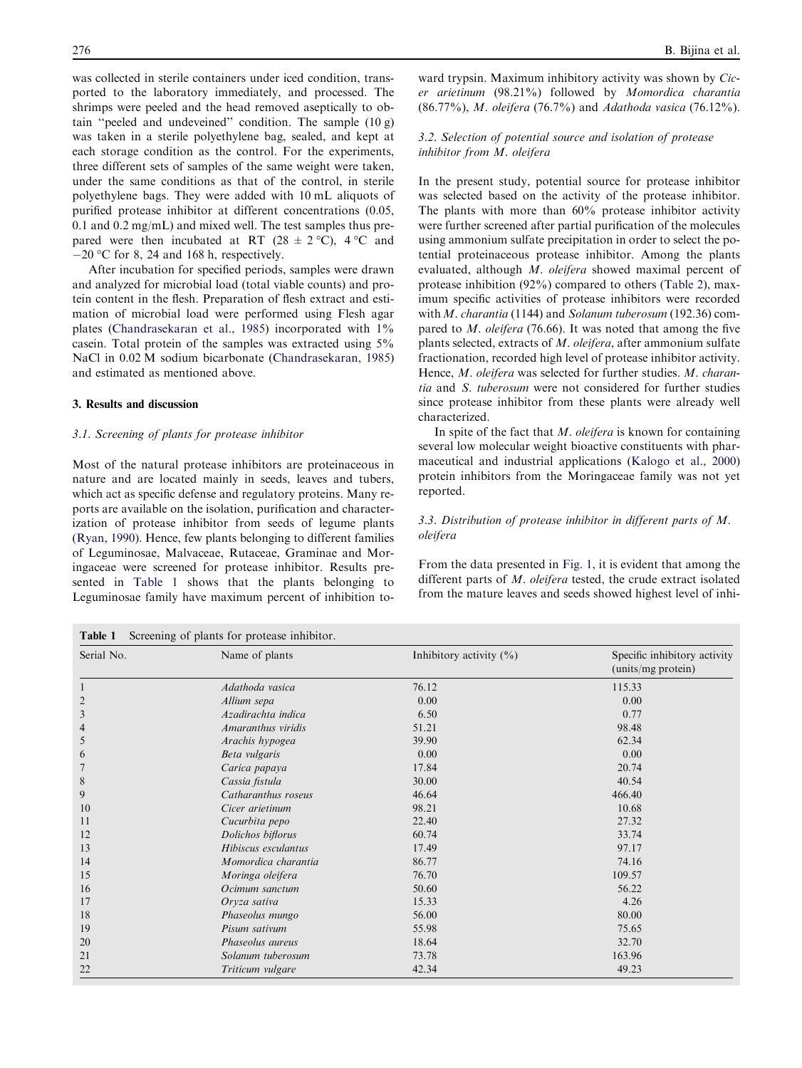was collected in sterile containers under iced condition, transported to the laboratory immediately, and processed. The shrimps were peeled and the head removed aseptically to obtain "peeled and undeveined" condition. The sample (10 g) was taken in a sterile polyethylene bag, sealed, and kept at each storage condition as the control. For the experiments, three different sets of samples of the same weight were taken, under the same conditions as that of the control, in sterile polyethylene bags. They were added with 10 mL aliquots of purified protease inhibitor at different concentrations (0.05, 0.1 and 0.2 mg/mL) and mixed well. The test samples thus prepared were then incubated at RT (28 ± 2 °C), 4 °C and −20 °C for 8, 24 and 168 h, respectively.

After incubation for specified periods, samples were drawn and analyzed for microbial load (total viable counts) and protein content in the flesh. Preparation of flesh extract and estimation of microbial load were performed using Flesh agar plates (Chandrasekaran et al., 1985) incorporated with 1% casein. Total protein of the samples was extracted using 5% NaCl in 0.02 M sodium bicarbonate (Chandrasekaran, 1985) and estimated as mentioned above.

## 3. Results and discussion

### 3.1. Screening of plants for protease inhibitor

Most of the natural protease inhibitors are proteinaceous in nature and are located mainly in seeds, leaves and tubers, which act as specific defense and regulatory proteins. Many reports are available on the isolation, purification and characterization of protease inhibitor from seeds of legume plants (Ryan, 1990). Hence, few plants belonging to different families of Leguminosae, Malvaceae, Rutaceae, Graminae and Moringaceae were screened for protease inhibitor. Results presented in Table 1 shows that the plants belonging to Leguminosae family have maximum percent of inhibition toward trypsin. Maximum inhibitory activity was shown by *Cicer arietinum* (98.21%) followed by *Momordica charantia* (86.77%), *M. oleifera* (76.7%) and *Adathoda vasica* (76.12%).

### 3.2. Selection of potential source and isolation of protease inhibitor from *M. oleifera*

In the present study, potential source for protease inhibitor was selected based on the activity of the protease inhibitor. The plants with more than 60% protease inhibitor activity were further screened after partial purification of the molecules using ammonium sulfate precipitation in order to select the potential proteinaceous protease inhibitor. Among the plants evaluated, although *M. oleifera* showed maximal percent of protease inhibition (92%) compared to others (Table 2), maximum specific activities of protease inhibitors were recorded with *M. charantia* (1144) and *Solanum tuberosum* (192.36) compared to *M. oleifera* (76.66). It was noted that among the five plants selected, extracts of *M. oleifera*, after ammonium sulfate fractionation, recorded high level of protease inhibitor activity. Hence, *M. oleifera* was selected for further studies. *M. charantia* and *S. tuberosum* were not considered for further studies since protease inhibitor from these plants were already well characterized.

In spite of the fact that *M. oleifera* is known for containing several low molecular weight bioactive constituents with pharmaceutical and industrial applications (Kalogo et al., 2000) protein inhibitors from the Moringaceae family was not yet reported.

### 3.3. Distribution of protease inhibitor in different parts of *M. oleifera*

From the data presented in Fig. 1, it is evident that among the different parts of *M. oleifera* tested, the crude extract isolated from the mature leaves and seeds showed highest level of inhi-

**Table 1** Screening of plants for protease inhibitor.

| Serial No. | Name of plants | Inhibitory activity (%) | Specific inhibitory activity (units/mg protein) |
|---|---|---|---|
| 1 | *Adathoda vasica* | 76.12 | 115.33 |
| 2 | *Allium sepa* | 0.00 | 0.00 |
| 3 | *Azadirachta indica* | 6.50 | 0.77 |
| 4 | *Amaranthus viridis* | 51.21 | 98.48 |
| 5 | *Arachis hypogea* | 39.90 | 62.34 |
| 6 | *Beta vulgaris* | 0.00 | 0.00 |
| 7 | *Carica papaya* | 17.84 | 20.74 |
| 8 | *Cassia fistula* | 30.00 | 40.54 |
| 9 | *Catharanthus roseus* | 46.64 | 466.40 |
| 10 | *Cicer arietinum* | 98.21 | 10.68 |
| 11 | *Cucurbita pepo* | 22.40 | 27.32 |
| 12 | *Dolichos biflorus* | 60.74 | 33.74 |
| 13 | *Hibiscus esculantus* | 17.49 | 97.17 |
| 14 | *Momordica charantia* | 86.77 | 74.16 |
| 15 | *Moringa oleifera* | 76.70 | 109.57 |
| 16 | *Ocimum sanctum* | 50.60 | 56.22 |
| 17 | *Oryza sativa* | 15.33 | 4.26 |
| 18 | *Phaseolus mungo* | 56.00 | 80.00 |
| 19 | *Pisum sativum* | 55.98 | 75.65 |
| 20 | *Phaseolus aureus* | 18.64 | 32.70 |
| 21 | *Solanum tuberosum* | 73.78 | 163.96 |
| 22 | *Triticum vulgare* | 42.34 | 49.23 |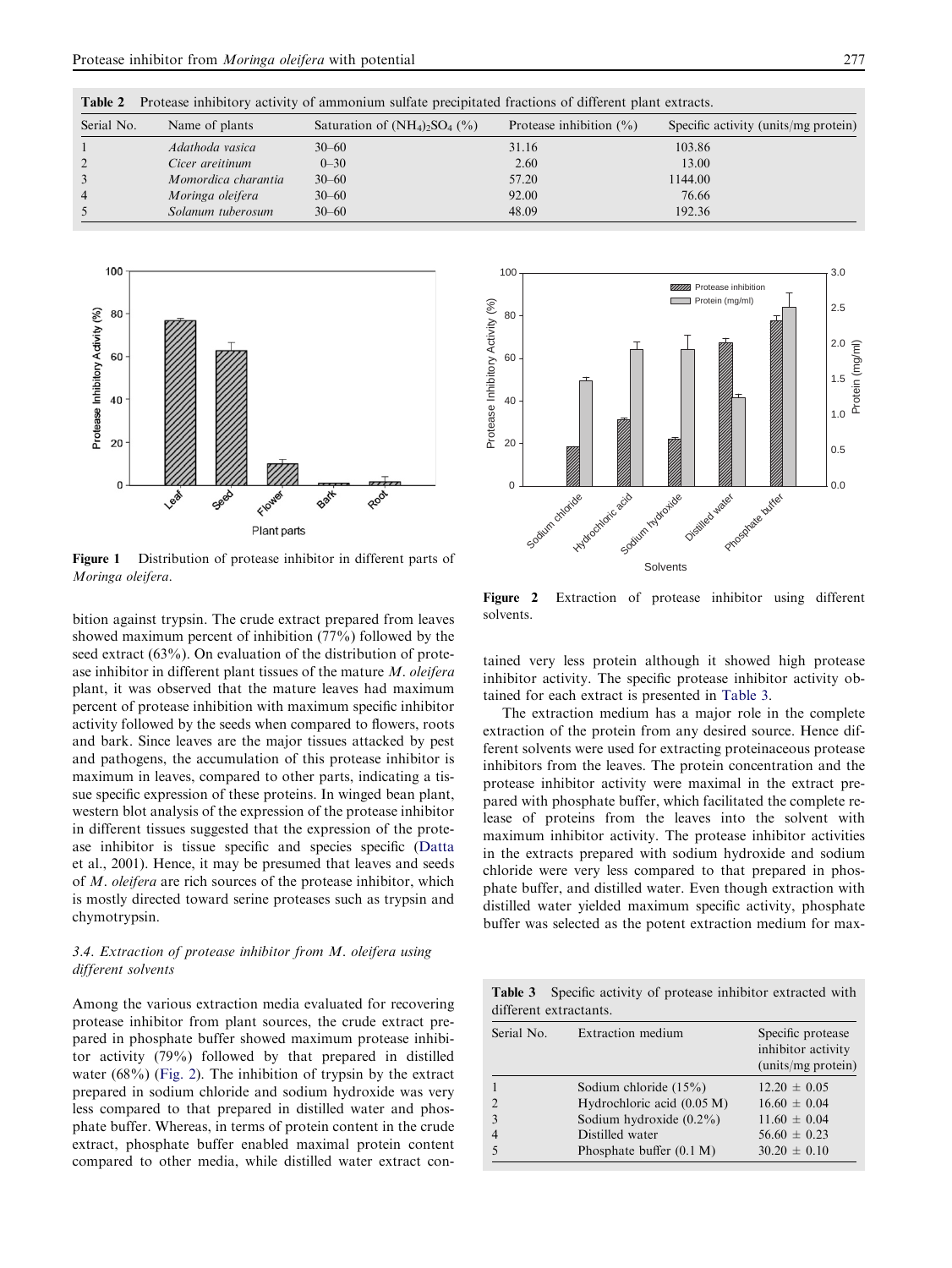**Table 2** Protease inhibitory activity of ammonium sulfate precipitated fractions of different plant extracts.

| Serial No. | Name of plants | Saturation of $(NH_4)_2SO_4$ (%) | Protease inhibition (%) | Specific activity (units/mg protein) |
|---|---|---|---|---|
| 1 | *Adathoda vasica* | 30–60 | 31.16 | 103.86 |
| 2 | *Cicer areitinum* | 0–30 | 2.60 | 13.00 |
| 3 | *Momordica charantia* | 30–60 | 57.20 | 1144.00 |
| 4 | *Moringa oleifera* | 30–60 | 92.00 | 76.66 |
| 5 | *Solanum tuberosum* | 30–60 | 48.09 | 192.36 |

**Figure 1** Distribution of protease inhibitor in different parts of *Moringa oleifera*.

**Figure 2** Extraction of protease inhibitor using different solvents.

bition against trypsin. The crude extract prepared from leaves showed maximum percent of inhibition (77%) followed by the seed extract (63%). On evaluation of the distribution of protease inhibitor in different plant tissues of the mature *M. oleifera* plant, it was observed that the mature leaves had maximum percent of protease inhibition with maximum specific inhibitor activity followed by the seeds when compared to flowers, roots and bark. Since leaves are the major tissues attacked by pest and pathogens, the accumulation of this protease inhibitor is maximum in leaves, compared to other parts, indicating a tissue specific expression of these proteins. In winged bean plant, western blot analysis of the expression of the protease inhibitor in different tissues suggested that the expression of the protease inhibitor is tissue specific and species specific (Datta et al., 2001). Hence, it may be presumed that leaves and seeds of *M. oleifera* are rich sources of the protease inhibitor, which is mostly directed toward serine proteases such as trypsin and chymotrypsin.

### 3.4. Extraction of protease inhibitor from *M. oleifera* using different solvents

Among the various extraction media evaluated for recovering protease inhibitor from plant sources, the crude extract prepared in phosphate buffer showed maximum protease inhibitor activity (79%) followed by that prepared in distilled water (68%) (Fig. 2). The inhibition of trypsin by the extract prepared in sodium chloride and sodium hydroxide was very less compared to that prepared in distilled water and phosphate buffer. Whereas, in terms of protein content in the crude extract, phosphate buffer enabled maximal protein content compared to other media, while distilled water extract contained very less protein although it showed high protease inhibitor activity. The specific protease inhibitor activity obtained for each extract is presented in Table 3.

The extraction medium has a major role in the complete extraction of the protein from any desired source. Hence different solvents were used for extracting proteinaceous protease inhibitors from the leaves. The protein concentration and the protease inhibitor activity were maximal in the extract prepared with phosphate buffer, which facilitated the complete release of proteins from the leaves into the solvent with maximum inhibitor activity. The protease inhibitor activities in the extracts prepared with sodium hydroxide and sodium chloride were very less compared to that prepared in phosphate buffer, and distilled water. Even though extraction with distilled water yielded maximum specific activity, phosphate buffer was selected as the potent extraction medium for max-

**Table 3** Specific activity of protease inhibitor extracted with different extractants.

| Serial No. | Extraction medium | Specific protease inhibitor activity (units/mg protein) |
|---|---|---|
| 1 | Sodium chloride (15%) | 12.20 ± 0.05 |
| 2 | Hydrochloric acid (0.05 M) | 16.60 ± 0.04 |
| 3 | Sodium hydroxide (0.2%) | 11.60 ± 0.04 |
| 4 | Distilled water | 56.60 ± 0.23 |
| 5 | Phosphate buffer (0.1 M) | 30.20 ± 0.10 |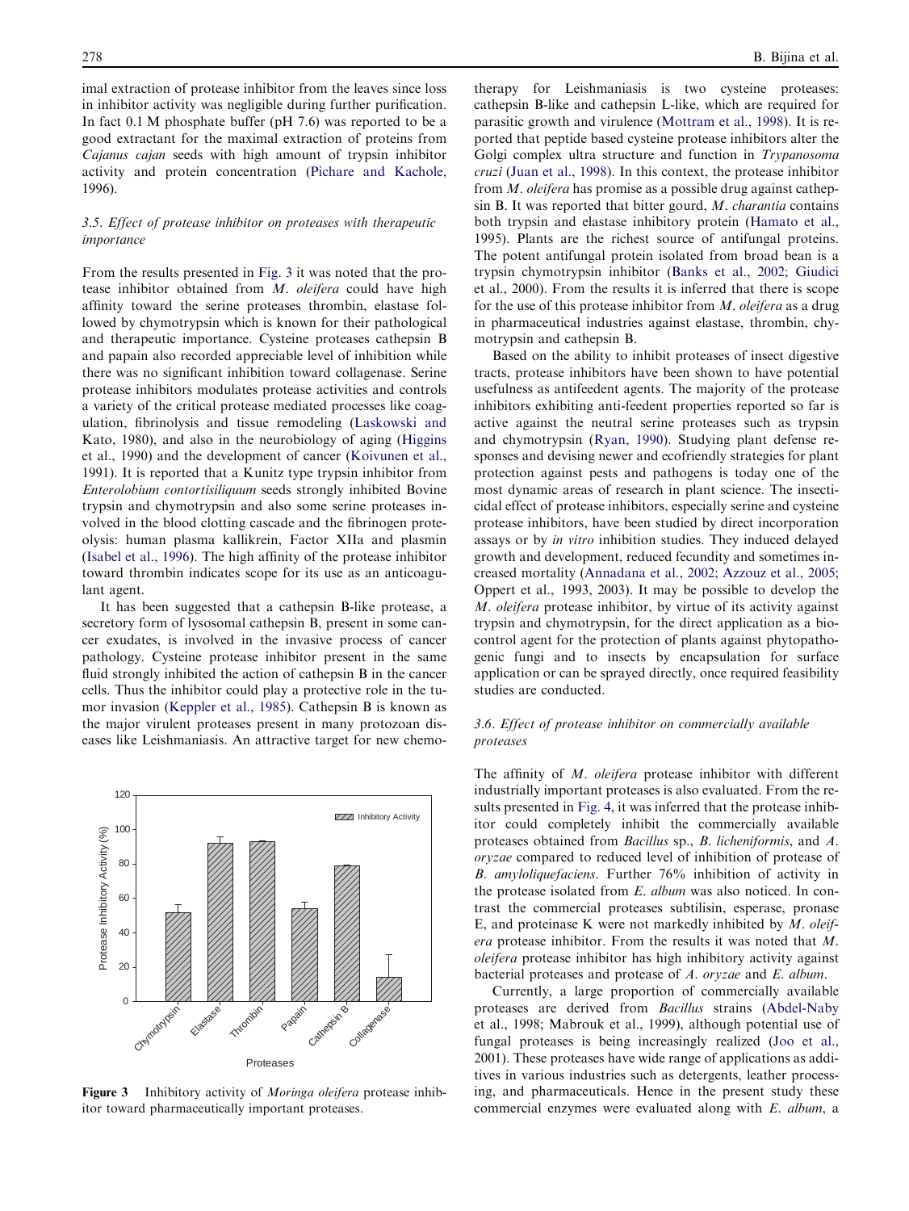imal extraction of protease inhibitor from the leaves since loss in inhibitor activity was negligible during further purification. In fact 0.1 M phosphate buffer (pH 7.6) was reported to be a good extractant for the maximal extraction of proteins from *Cajanus cajan* seeds with high amount of trypsin inhibitor activity and protein concentration (Pichare and Kachole, 1996).

### 3.5. Effect of protease inhibitor on proteases with therapeutic importance

From the results presented in Fig. 3 it was noted that the protease inhibitor obtained from *M. oleifera* could have high affinity toward the serine proteases thrombin, elastase followed by chymotrypsin which is known for their pathological and therapeutic importance. Cysteine proteases cathepsin B and papain also recorded appreciable level of inhibition while there was no significant inhibition toward collagenase. Serine protease inhibitors modulates protease activities and controls a variety of the critical protease mediated processes like coagulation, fibrinolysis and tissue remodeling (Laskowski and Kato, 1980), and also in the neurobiology of aging (Higgins et al., 1990) and the development of cancer (Koivunen et al., 1991). It is reported that a Kunitz type trypsin inhibitor from *Enterolobium contortisiliquum* seeds strongly inhibited Bovine trypsin and chymotrypsin and also some serine proteases involved in the blood clotting cascade and the fibrinogen proteolysis: human plasma kallikrein, Factor XIIa and plasmin (Isabel et al., 1996). The high affinity of the protease inhibitor toward thrombin indicates scope for its use as an anticoagulant agent.

It has been suggested that a cathepsin B-like protease, a secretory form of lysosomal cathepsin B, present in some cancer exudates, is involved in the invasive process of cancer pathology. Cysteine protease inhibitor present in the same fluid strongly inhibited the action of cathepsin B in the cancer cells. Thus the inhibitor could play a protective role in the tumor invasion (Keppler et al., 1985). Cathepsin B is known as the major virulent proteases present in many protozoan diseases like Leishmaniasis. An attractive target for new chemotherapy for Leishmaniasis is two cysteine proteases: cathepsin B-like and cathepsin L-like, which are required for parasitic growth and virulence (Mottram et al., 1998). It is reported that peptide based cysteine protease inhibitors alter the Golgi complex ultra structure and function in *Trypanosoma cruzi* (Juan et al., 1998). In this context, the protease inhibitor from *M. oleifera* has promise as a possible drug against cathepsin B. It was reported that bitter gourd, *M. charantia* contains both trypsin and elastase inhibitory protein (Hamato et al., 1995). Plants are the richest source of antifungal proteins. The potent antifungal protein isolated from broad bean is a trypsin chymotrypsin inhibitor (Banks et al., 2002; Giudici et al., 2000). From the results it is inferred that there is scope for the use of this protease inhibitor from *M. oleifera* as a drug in pharmaceutical industries against elastase, thrombin, chymotrypsin and cathepsin B.

Figure 3 Inhibitory activity of *Moringa oleifera* protease inhibitor toward pharmaceutically important proteases.

Based on the ability to inhibit proteases of insect digestive tracts, protease inhibitors have been shown to have potential usefulness as antifeedent agents. The majority of the protease inhibitors exhibiting anti-feedent properties reported so far is active against the neutral serine proteases such as trypsin and chymotrypsin (Ryan, 1990). Studying plant defense responses and devising newer and ecofriendly strategies for plant protection against pests and pathogens is today one of the most dynamic areas of research in plant science. The insecticidal effect of protease inhibitors, especially serine and cysteine protease inhibitors, have been studied by direct incorporation assays or by *in vitro* inhibition studies. They induced delayed growth and development, reduced fecundity and sometimes increased mortality (Annadana et al., 2002; Azzouz et al., 2005; Oppert et al., 1993, 2003). It may be possible to develop the *M. oleifera* protease inhibitor, by virtue of its activity against trypsin and chymotrypsin, for the direct application as a biocontrol agent for the protection of plants against phytopathogenic fungi and to insects by encapsulation for surface application or can be sprayed directly, once required feasibility studies are conducted.

### 3.6. Effect of protease inhibitor on commercially available proteases

The affinity of *M. oleifera* protease inhibitor with different industrially important proteases is also evaluated. From the results presented in Fig. 4, it was inferred that the protease inhibitor could completely inhibit the commercially available proteases obtained from *Bacillus* sp., *B. licheniformis*, and *A. oryzae* compared to reduced level of inhibition of protease of *B. amyloliquefaciens*. Further 76% inhibition of activity in the protease isolated from *E. album* was also noticed. In contrast the commercial proteases subtilisin, esperase, pronase E, and proteinase K were not markedly inhibited by *M. oleifera* protease inhibitor. From the results it was noted that *M. oleifera* protease inhibitor has high inhibitory activity against bacterial proteases and protease of *A. oryzae* and *E. album*.

Currently, a large proportion of commercially available proteases are derived from *Bacillus* strains (Abdel-Naby et al., 1998; Mabrouk et al., 1999), although potential use of fungal proteases is being increasingly realized (Joo et al., 2001). These proteases have wide range of applications as additives in various industries such as detergents, leather processing, and pharmaceuticals. Hence in the present study these commercial enzymes were evaluated along with *E. album*, a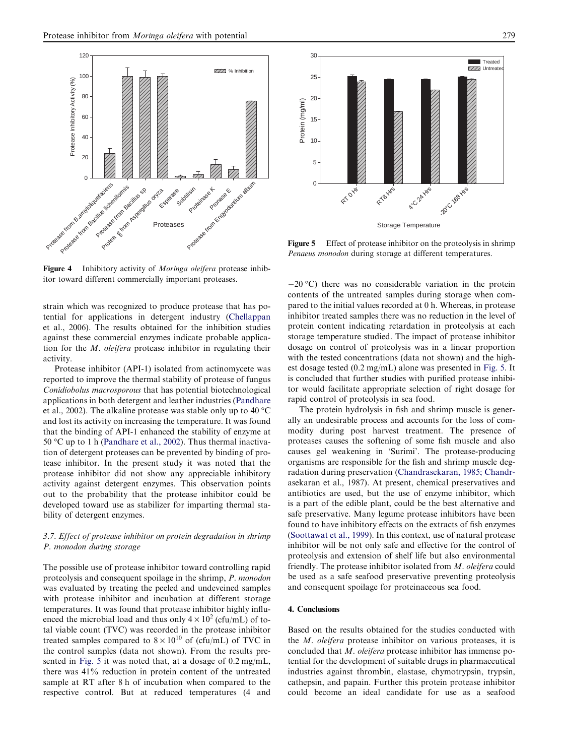Figure 4 Inhibitory activity of *Moringa oleifera* protease inhibitor toward different commercially important proteases.

Figure 5 Effect of protease inhibitor on the proteolysis in shrimp *Penaeus monodon* during storage at different temperatures.

strain which was recognized to produce protease that has potential for applications in detergent industry (Chellappan et al., 2006). The results obtained for the inhibition studies against these commercial enzymes indicate probable application for the *M. oleifera* protease inhibitor in regulating their activity.

Protease inhibitor (API-1) isolated from actinomycete was reported to improve the thermal stability of protease of fungus *Conidiobolus macrosporous* that has potential biotechnological applications in both detergent and leather industries (Pandhare et al., 2002). The alkaline protease was stable only up to 40 °C and lost its activity on increasing the temperature. It was found that the binding of API-1 enhanced the stability of enzyme at 50 °C up to 1 h (Pandhare et al., 2002). Thus thermal inactivation of detergent proteases can be prevented by binding of protease inhibitor. In the present study it was noted that the protease inhibitor did not show any appreciable inhibitory activity against detergent enzymes. This observation points out to the probability that the protease inhibitor could be developed toward use as stabilizer for imparting thermal stability of detergent enzymes.

### 3.7. Effect of protease inhibitor on protein degradation in shrimp *P. monodon* during storage

The possible use of protease inhibitor toward controlling rapid proteolysis and consequent spoilage in the shrimp, *P. monodon* was evaluated by treating the peeled and undeveined samples with protease inhibitor and incubation at different storage temperatures. It was found that protease inhibitor highly influenced the microbial load and thus only $4 \times 10^2$ (cfu/mL) of total viable count (TVC) was recorded in the protease inhibitor treated samples compared to $8 \times 10^{10}$ of (cfu/mL) of TVC in the control samples (data not shown). From the results presented in Fig. 5 it was noted that, at a dosage of 0.2 mg/mL, there was 41% reduction in protein content of the untreated sample at RT after 8 h of incubation when compared to the respective control. But at reduced temperatures (4 and −20 °C) there was no considerable variation in the protein contents of the untreated samples during storage when compared to the initial values recorded at 0 h. Whereas, in protease inhibitor treated samples there was no reduction in the level of protein content indicating retardation in proteolysis at each storage temperature studied. The impact of protease inhibitor dosage on control of proteolysis was in a linear proportion with the tested concentrations (data not shown) and the highest dosage tested (0.2 mg/mL) alone was presented in Fig. 5. It is concluded that further studies with purified protease inhibitor would facilitate appropriate selection of right dosage for rapid control of proteolysis in sea food.

The protein hydrolysis in fish and shrimp muscle is generally an undesirable process and accounts for the loss of commodity during post harvest treatment. The presence of proteases causes the softening of some fish muscle and also causes gel weakening in 'Surimi'. The protease-producing organisms are responsible for the fish and shrimp muscle degradation during preservation (Chandrasekaran, 1985; Chandrasekaran et al., 1987). At present, chemical preservatives and antibiotics are used, but the use of enzyme inhibitor, which is a part of the edible plant, could be the best alternative and safe preservative. Many legume protease inhibitors have been found to have inhibitory effects on the extracts of fish enzymes (Soottawat et al., 1999). In this context, use of natural protease inhibitor will be not only safe and effective for the control of proteolysis and extension of shelf life but also environmental friendly. The protease inhibitor isolated from *M. oleifera* could be used as a safe seafood preservative preventing proteolysis and consequent spoilage for proteinaceous sea food.

## 4. Conclusions

Based on the results obtained for the studies conducted with the *M. oleifera* protease inhibitor on various proteases, it is concluded that *M. oleifera* protease inhibitor has immense potential for the development of suitable drugs in pharmaceutical industries against thrombin, elastase, chymotrypsin, trypsin, cathepsin, and papain. Further this protein protease inhibitor could become an ideal candidate for use as a seafood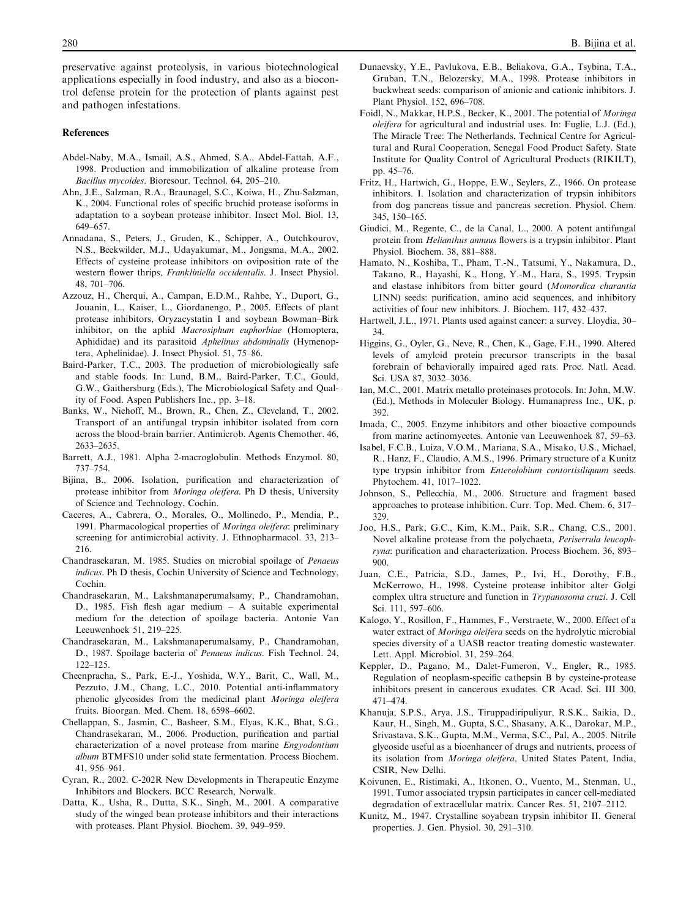preservative against proteolysis, in various biotechnological applications especially in food industry, and also as a biocontrol defense protein for the protection of plants against pest and pathogen infestations.

## References

Abdel-Naby, M.A., Ismail, A.S., Ahmed, S.A., Abdel-Fattah, A.F., 1998. Production and immobilization of alkaline protease from *Bacillus mycoides*. Bioresour. Technol. 64, 205–210.

Ahn, J.E., Salzman, R.A., Braunagel, S.C., Koiwa, H., Zhu-Salzman, K., 2004. Functional roles of specific bruchid protease isoforms in adaptation to a soybean protease inhibitor. Insect Mol. Biol. 13, 649–657.

Annadana, S., Peters, J., Gruden, K., Schipper, A., Outchkourov, N.S., Beekwilder, M.J., Udayakumar, M., Jongsma, M.A., 2002. Effects of cysteine protease inhibitors on oviposition rate of the western flower thrips, *Frankliniella occidentalis*. J. Insect Physiol. 48, 701–706.

Azzouz, H., Cherqui, A., Campan, E.D.M., Rahbe, Y., Duport, G., Jouanin, L., Kaiser, L., Giordanengo, P., 2005. Effects of plant protease inhibitors, Oryzacystatin I and soybean Bowman–Birk inhibitor, on the aphid *Macrosiphum euphorbiae* (Homoptera, Aphididae) and its parasitoid *Aphelinus abdominalis* (Hymenoptera, Aphelinidae). J. Insect Physiol. 51, 75–86.

Baird-Parker, T.C., 2003. The production of microbiologically safe and stable foods. In: Lund, B.M., Baird-Parker, T.C., Gould, G.W., Gaithersburg (Eds.), The Microbiological Safety and Quality of Food. Aspen Publishers Inc., pp. 3–18.

Banks, W., Niehoff, M., Brown, R., Chen, Z., Cleveland, T., 2002. Transport of an antifungal trypsin inhibitor isolated from corn across the blood-brain barrier. Antimicrob. Agents Chemother. 46, 2633–2635.

Barrett, A.J., 1981. Alpha 2-macroglobulin. Methods Enzymol. 80, 737–754.

Bijina, B., 2006. Isolation, purification and characterization of protease inhibitor from *Moringa oleifera*. Ph D thesis, University of Science and Technology, Cochin.

Caceres, A., Cabrera, O., Morales, O., Mollinedo, P., Mendia, P., 1991. Pharmacological properties of *Moringa oleifera*: preliminary screening for antimicrobial activity. J. Ethnopharmacol. 33, 213–216.

Chandrasekaran, M. 1985. Studies on microbial spoilage of *Penaeus indicus*. Ph D thesis, Cochin University of Science and Technology, Cochin.

Chandrasekaran, M., Lakshmanaperumalsamy, P., Chandramohan, D., 1985. Fish flesh agar medium – A suitable experimental medium for the detection of spoilage bacteria. Antonie Van Leeuwenhoek 51, 219–225.

Chandrasekaran, M., Lakshmanaperumalsamy, P., Chandramohan, D., 1987. Spoilage bacteria of *Penaeus indicus*. Fish Technol. 24, 122–125.

Cheenpracha, S., Park, E.-J., Yoshida, W.Y., Barit, C., Wall, M., Pezzuto, J.M., Chang, L.C., 2010. Potential anti-inflammatory phenolic glycosides from the medicinal plant *Moringa oleifera* fruits. Bioorgan. Med. Chem. 18, 6598–6602.

Chellappan, S., Jasmin, C., Basheer, S.M., Elyas, K.K., Bhat, S.G., Chandrasekaran, M., 2006. Production, purification and partial characterization of a novel protease from marine *Engyodontium album* BTMFS10 under solid state fermentation. Process Biochem. 41, 956–961.

Cyran, R., 2002. C-202R New Developments in Therapeutic Enzyme Inhibitors and Blockers. BCC Research, Norwalk.

Datta, K., Usha, R., Dutta, S.K., Singh, M., 2001. A comparative study of the winged bean protease inhibitors and their interactions with proteases. Plant Physiol. Biochem. 39, 949–959.

Dunaevsky, Y.E., Pavlukova, E.B., Beliakova, G.A., Tsybina, T.A., Gruban, T.N., Belozersky, M.A., 1998. Protease inhibitors in buckwheat seeds: comparison of anionic and cationic inhibitors. J. Plant Physiol. 152, 696–708.

Foidl, N., Makkar, H.P.S., Becker, K., 2001. The potential of *Moringa oleifera* for agricultural and industrial uses. In: Fuglie, L.J. (Ed.), The Miracle Tree: The Netherlands, Technical Centre for Agricultural and Rural Cooperation, Senegal Food Product Safety. State Institute for Quality Control of Agricultural Products (RIKILT), pp. 45–76.

Fritz, H., Hartwich, G., Hoppe, E.W., Seylers, Z., 1966. On protease inhibitors. I. Isolation and characterization of trypsin inhibitors from dog pancreas tissue and pancreas secretion. Physiol. Chem. 345, 150–165.

Giudici, M., Regente, C., de la Canal, L., 2000. A potent antifungal protein from *Helianthus annuus* flowers is a trypsin inhibitor. Plant Physiol. Biochem. 38, 881–888.

Hamato, N., Koshiba, T., Pham, T.-N., Tatsumi, Y., Nakamura, D., Takano, R., Hayashi, K., Hong, Y.-M., Hara, S., 1995. Trypsin and elastase inhibitors from bitter gourd (*Momordica charantia* LINN) seeds: purification, amino acid sequences, and inhibitory activities of four new inhibitors. J. Biochem. 117, 432–437.

Hartwell, J.L., 1971. Plants used against cancer: a survey. Lloydia, 30–34.

Higgins, G., Oyler, G., Neve, R., Chen, K., Gage, F.H., 1990. Altered levels of amyloid protein precursor transcripts in the basal forebrain of behaviorally impaired aged rats. Proc. Natl. Acad. Sci. USA 87, 3032–3036.

Ian, M.C., 2001. Matrix metallo proteinases protocols. In: John, M.W. (Ed.), Methods in Moleculer Biology. Humanapress Inc., UK, p. 392.

Imada, C., 2005. Enzyme inhibitors and other bioactive compounds from marine actinomycetes. Antonie van Leeuwenhoek 87, 59–63.

Isabel, F.C.B., Luiza, V.O.M., Mariana, S.A., Misako, U.S., Michael, R., Hanz, F., Claudio, A.M.S., 1996. Primary structure of a Kunitz type trypsin inhibitor from *Enterolobium contortisiliquum* seeds. Phytochem. 41, 1017–1022.

Johnson, S., Pellecchia, M., 2006. Structure and fragment based approaches to protease inhibition. Curr. Top. Med. Chem. 6, 317–329.

Joo, H.S., Park, G.C., Kim, K.M., Paik, S.R., Chang, C.S., 2001. Novel alkaline protease from the polychaeta, *Periserrula leucophryna*: purification and characterization. Process Biochem. 36, 893–900.

Juan, C.E., Patricia, S.D., James, P., Ivi, H., Dorothy, F.B., McKerrowo, H., 1998. Cysteine protease inhibitor alter Golgi complex ultra structure and function in *Trypanosoma cruzi*. J. Cell Sci. 111, 597–606.

Kalogo, Y., Rosillon, F., Hammes, F., Verstraete, W., 2000. Effect of a water extract of *Moringa oleifera* seeds on the hydrolytic microbial species diversity of a UASB reactor treating domestic wastewater. Lett. Appl. Microbiol. 31, 259–264.

Keppler, D., Pagano, M., Dalet-Fumeron, V., Engler, R., 1985. Regulation of neoplasm-specific cathepsin B by cysteine-protease inhibitors present in cancerous exudates. CR Acad. Sci. III 300, 471–474.

Khanuja, S.P.S., Arya, J.S., Tiruppadiripuliyur, R.S.K., Saikia, D., Kaur, H., Singh, M., Gupta, S.C., Shasany, A.K., Darokar, M.P., Srivastava, S.K., Gupta, M.M., Verma, S.C., Pal, A., 2005. Nitrile glycoside useful as a bioenhancer of drugs and nutrients, process of its isolation from *Moringa oleifera*, United States Patent, India, CSIR, New Delhi.

Koivunen, E., Ristimaki, A., Itkonen, O., Vuento, M., Stenman, U., 1991. Tumor associated trypsin participates in cancer cell-mediated degradation of extracellular matrix. Cancer Res. 51, 2107–2112.

Kunitz, M., 1947. Crystalline soyabean trypsin inhibitor II. General properties. J. Gen. Physiol. 30, 291–310.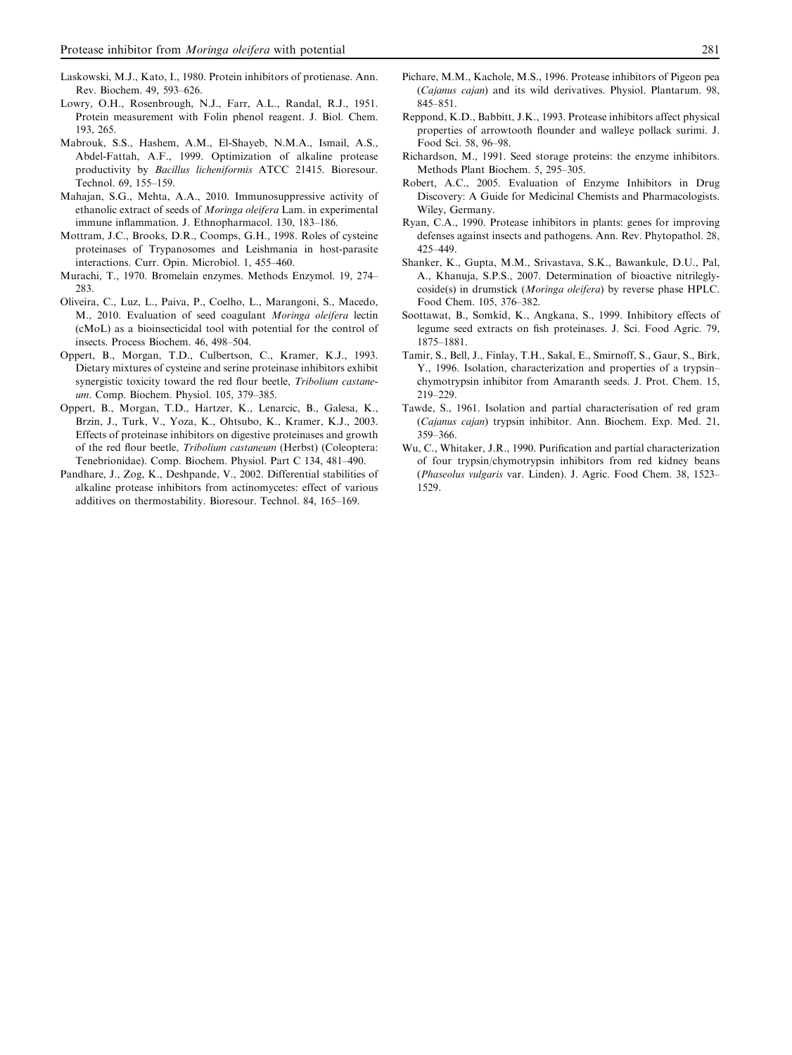Laskowski, M.J., Kato, I., 1980. Protein inhibitors of protienase. Ann. Rev. Biochem. 49, 593–626.

Lowry, O.H., Rosenbrough, N.J., Farr, A.L., Randal, R.J., 1951. Protein measurement with Folin phenol reagent. J. Biol. Chem. 193, 265.

Mabrouk, S.S., Hashem, A.M., El-Shayeb, N.M.A., Ismail, A.S., Abdel-Fattah, A.F., 1999. Optimization of alkaline protease productivity by *Bacillus licheniformis* ATCC 21415. Bioresour. Technol. 69, 155–159.

Mahajan, S.G., Mehta, A.A., 2010. Immunosuppressive activity of ethanolic extract of seeds of *Moringa oleifera* Lam. in experimental immune inflammation. J. Ethnopharmacol. 130, 183–186.

Mottram, J.C., Brooks, D.R., Coomps, G.H., 1998. Roles of cysteine proteinases of Trypanosomes and Leishmania in host-parasite interactions. Curr. Opin. Microbiol. 1, 455–460.

Murachi, T., 1970. Bromelain enzymes. Methods Enzymol. 19, 274–283.

Oliveira, C., Luz, L., Paiva, P., Coelho, L., Marangoni, S., Macedo, M., 2010. Evaluation of seed coagulant *Moringa oleifera* lectin (cMoL) as a bioinsecticidal tool with potential for the control of insects. Process Biochem. 46, 498–504.

Oppert, B., Morgan, T.D., Culbertson, C., Kramer, K.J., 1993. Dietary mixtures of cysteine and serine proteinase inhibitors exhibit synergistic toxicity toward the red flour beetle, *Tribolium castaneum*. Comp. Biochem. Physiol. 105, 379–385.

Oppert, B., Morgan, T.D., Hartzer, K., Lenarcic, B., Galesa, K., Brzin, J., Turk, V., Yoza, K., Ohtsubo, K., Kramer, K.J., 2003. Effects of proteinase inhibitors on digestive proteinases and growth of the red flour beetle, *Tribolium castaneum* (Herbst) (Coleoptera: Tenebrionidae). Comp. Biochem. Physiol. Part C 134, 481–490.

Pandhare, J., Zog, K., Deshpande, V., 2002. Differential stabilities of alkaline protease inhibitors from actinomycetes: effect of various additives on thermostability. Bioresour. Technol. 84, 165–169.

Pichare, M.M., Kachole, M.S., 1996. Protease inhibitors of Pigeon pea (*Cajanus cajan*) and its wild derivatives. Physiol. Plantarum. 98, 845–851.

Reppond, K.D., Babbitt, J.K., 1993. Protease inhibitors affect physical properties of arrowtooth flounder and walleye pollack surimi. J. Food Sci. 58, 96–98.

Richardson, M., 1991. Seed storage proteins: the enzyme inhibitors. Methods Plant Biochem. 5, 295–305.

Robert, A.C., 2005. Evaluation of Enzyme Inhibitors in Drug Discovery: A Guide for Medicinal Chemists and Pharmacologists. Wiley, Germany.

Ryan, C.A., 1990. Protease inhibitors in plants: genes for improving defenses against insects and pathogens. Ann. Rev. Phytopathol. 28, 425–449.

Shanker, K., Gupta, M.M., Srivastava, S.K., Bawankule, D.U., Pal, A., Khanuja, S.P.S., 2007. Determination of bioactive nitrileglycoside(s) in drumstick (*Moringa oleifera*) by reverse phase HPLC. Food Chem. 105, 376–382.

Soottawat, B., Somkid, K., Angkana, S., 1999. Inhibitory effects of legume seed extracts on fish proteinases. J. Sci. Food Agric. 79, 1875–1881.

Tamir, S., Bell, J., Finlay, T.H., Sakal, E., Smirnoff, S., Gaur, S., Birk, Y., 1996. Isolation, characterization and properties of a trypsin–chymotrypsin inhibitor from Amaranth seeds. J. Prot. Chem. 15, 219–229.

Tawde, S., 1961. Isolation and partial characterisation of red gram (*Cajanus cajan*) trypsin inhibitor. Ann. Biochem. Exp. Med. 21, 359–366.

Wu, C., Whitaker, J.R., 1990. Purification and partial characterization of four trypsin/chymotrypsin inhibitors from red kidney beans (*Phaseolus vulgaris* var. Linden). J. Agric. Food Chem. 38, 1523–1529.